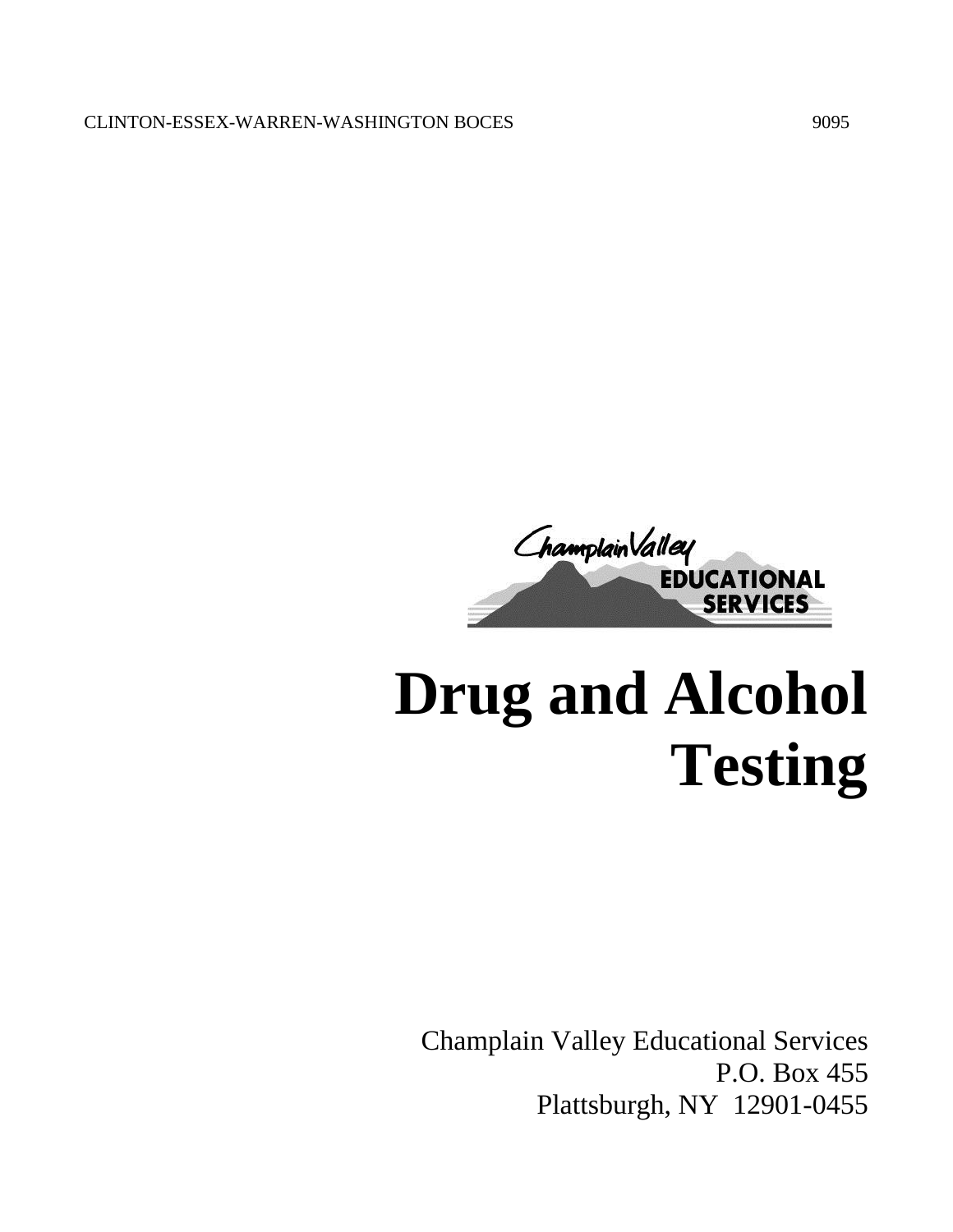CLINTON-ESSEX-WARREN-WASHINGTON BOCES 9095

# Drug and Alcohol Testing

Champlain Valley Educational Services
P.O. Box 455
Plattsburgh, NY 12901-0455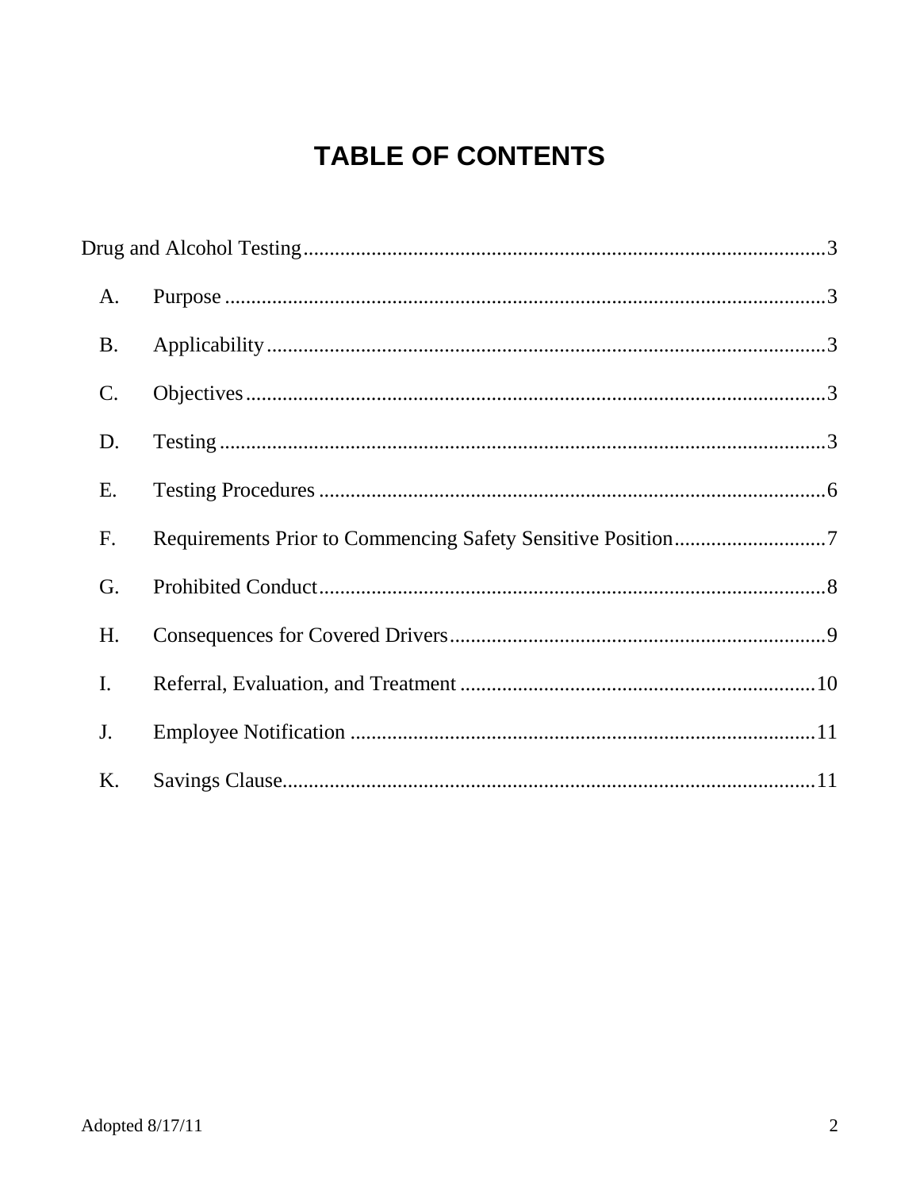# TABLE OF CONTENTS

Drug and Alcohol Testing....................................................................................................3

- A. Purpose ...................................................................................................................3
- B. Applicability...........................................................................................................3
- C. Objectives...............................................................................................................3
- D. Testing ....................................................................................................................3
- E. Testing Procedures .................................................................................................6
- F. Requirements Prior to Commencing Safety Sensitive Position.............................7
- G. Prohibited Conduct.................................................................................................8
- H. Consequences for Covered Drivers........................................................................9
- I. Referral, Evaluation, and Treatment ....................................................................10
- J. Employee Notification .........................................................................................11
- K. Savings Clause......................................................................................................11

Adopted 8/17/11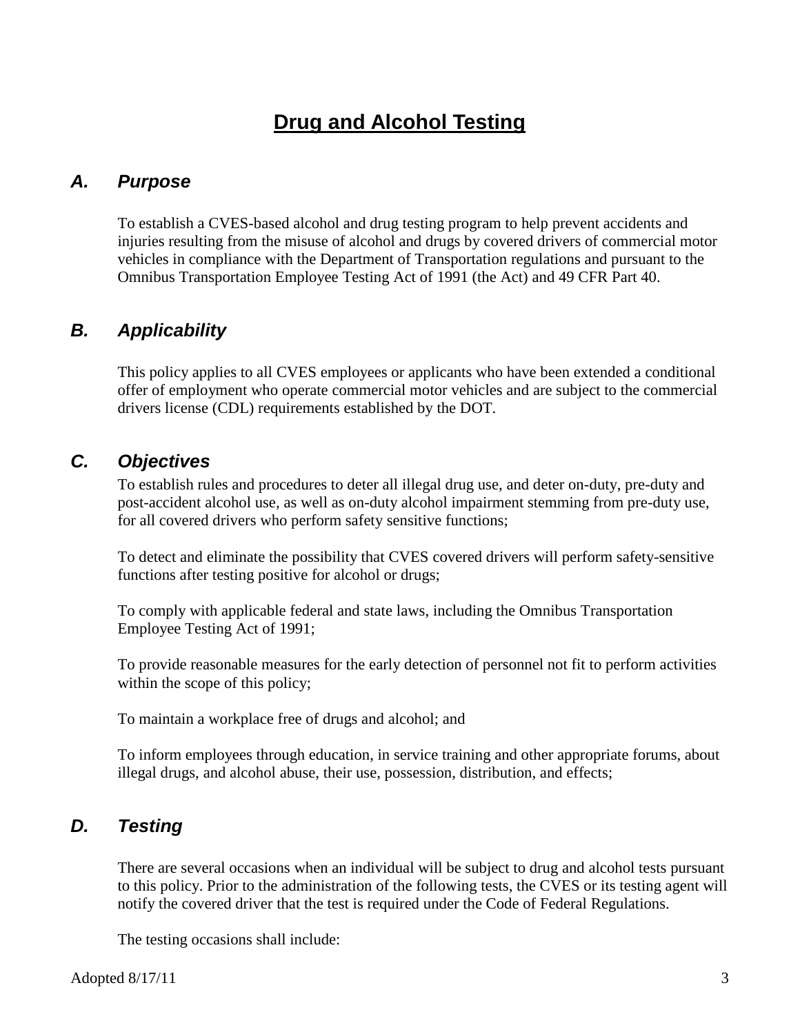# Drug and Alcohol Testing

## *A. Purpose*

To establish a CVES-based alcohol and drug testing program to help prevent accidents and injuries resulting from the misuse of alcohol and drugs by covered drivers of commercial motor vehicles in compliance with the Department of Transportation regulations and pursuant to the Omnibus Transportation Employee Testing Act of 1991 (the Act) and 49 CFR Part 40.

## *B. Applicability*

This policy applies to all CVES employees or applicants who have been extended a conditional offer of employment who operate commercial motor vehicles and are subject to the commercial drivers license (CDL) requirements established by the DOT.

## *C. Objectives*

To establish rules and procedures to deter all illegal drug use, and deter on-duty, pre-duty and post-accident alcohol use, as well as on-duty alcohol impairment stemming from pre-duty use, for all covered drivers who perform safety sensitive functions;

To detect and eliminate the possibility that CVES covered drivers will perform safety-sensitive functions after testing positive for alcohol or drugs;

To comply with applicable federal and state laws, including the Omnibus Transportation Employee Testing Act of 1991;

To provide reasonable measures for the early detection of personnel not fit to perform activities within the scope of this policy;

To maintain a workplace free of drugs and alcohol; and

To inform employees through education, in service training and other appropriate forums, about illegal drugs, and alcohol abuse, their use, possession, distribution, and effects;

## *D. Testing*

There are several occasions when an individual will be subject to drug and alcohol tests pursuant to this policy. Prior to the administration of the following tests, the CVES or its testing agent will notify the covered driver that the test is required under the Code of Federal Regulations.

The testing occasions shall include: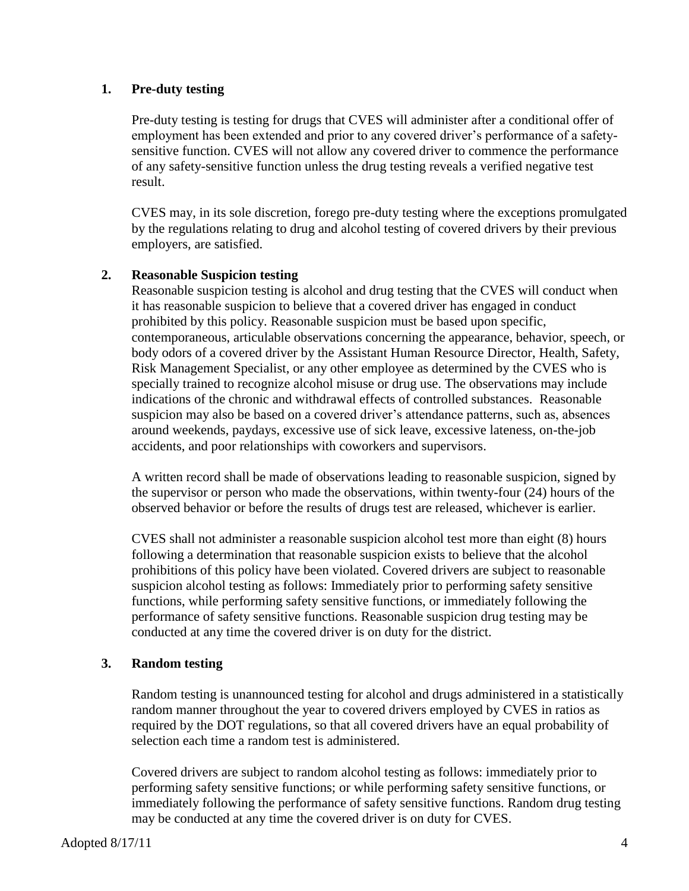**1. Pre-duty testing**

Pre-duty testing is testing for drugs that CVES will administer after a conditional offer of employment has been extended and prior to any covered driver's performance of a safety-sensitive function. CVES will not allow any covered driver to commence the performance of any safety-sensitive function unless the drug testing reveals a verified negative test result.

CVES may, in its sole discretion, forego pre-duty testing where the exceptions promulgated by the regulations relating to drug and alcohol testing of covered drivers by their previous employers, are satisfied.

**2. Reasonable Suspicion testing**

Reasonable suspicion testing is alcohol and drug testing that the CVES will conduct when it has reasonable suspicion to believe that a covered driver has engaged in conduct prohibited by this policy. Reasonable suspicion must be based upon specific, contemporaneous, articulable observations concerning the appearance, behavior, speech, or body odors of a covered driver by the Assistant Human Resource Director, Health, Safety, Risk Management Specialist, or any other employee as determined by the CVES who is specially trained to recognize alcohol misuse or drug use. The observations may include indications of the chronic and withdrawal effects of controlled substances. Reasonable suspicion may also be based on a covered driver's attendance patterns, such as, absences around weekends, paydays, excessive use of sick leave, excessive lateness, on-the-job accidents, and poor relationships with coworkers and supervisors.

A written record shall be made of observations leading to reasonable suspicion, signed by the supervisor or person who made the observations, within twenty-four (24) hours of the observed behavior or before the results of drugs test are released, whichever is earlier.

CVES shall not administer a reasonable suspicion alcohol test more than eight (8) hours following a determination that reasonable suspicion exists to believe that the alcohol prohibitions of this policy have been violated. Covered drivers are subject to reasonable suspicion alcohol testing as follows: Immediately prior to performing safety sensitive functions, while performing safety sensitive functions, or immediately following the performance of safety sensitive functions. Reasonable suspicion drug testing may be conducted at any time the covered driver is on duty for the district.

**3. Random testing**

Random testing is unannounced testing for alcohol and drugs administered in a statistically random manner throughout the year to covered drivers employed by CVES in ratios as required by the DOT regulations, so that all covered drivers have an equal probability of selection each time a random test is administered.

Covered drivers are subject to random alcohol testing as follows: immediately prior to performing safety sensitive functions; or while performing safety sensitive functions, or immediately following the performance of safety sensitive functions. Random drug testing may be conducted at any time the covered driver is on duty for CVES.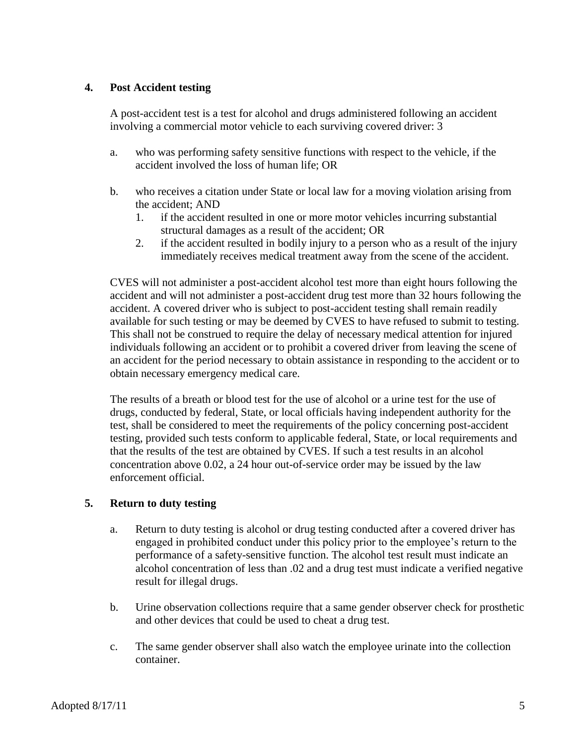### 4. Post Accident testing

A post-accident test is a test for alcohol and drugs administered following an accident involving a commercial motor vehicle to each surviving covered driver: 3

a. who was performing safety sensitive functions with respect to the vehicle, if the accident involved the loss of human life; OR

b. who receives a citation under State or local law for a moving violation arising from the accident; AND
   1. if the accident resulted in one or more motor vehicles incurring substantial structural damages as a result of the accident; OR
   2. if the accident resulted in bodily injury to a person who as a result of the injury immediately receives medical treatment away from the scene of the accident.

CVES will not administer a post-accident alcohol test more than eight hours following the accident and will not administer a post-accident drug test more than 32 hours following the accident. A covered driver who is subject to post-accident testing shall remain readily available for such testing or may be deemed by CVES to have refused to submit to testing. This shall not be construed to require the delay of necessary medical attention for injured individuals following an accident or to prohibit a covered driver from leaving the scene of an accident for the period necessary to obtain assistance in responding to the accident or to obtain necessary emergency medical care.

The results of a breath or blood test for the use of alcohol or a urine test for the use of drugs, conducted by federal, State, or local officials having independent authority for the test, shall be considered to meet the requirements of the policy concerning post-accident testing, provided such tests conform to applicable federal, State, or local requirements and that the results of the test are obtained by CVES. If such a test results in an alcohol concentration above 0.02, a 24 hour out-of-service order may be issued by the law enforcement official.

### 5. Return to duty testing

a. Return to duty testing is alcohol or drug testing conducted after a covered driver has engaged in prohibited conduct under this policy prior to the employee's return to the performance of a safety-sensitive function. The alcohol test result must indicate an alcohol concentration of less than .02 and a drug test must indicate a verified negative result for illegal drugs.

b. Urine observation collections require that a same gender observer check for prosthetic and other devices that could be used to cheat a drug test.

c. The same gender observer shall also watch the employee urinate into the collection container.

Adopted 8/17/11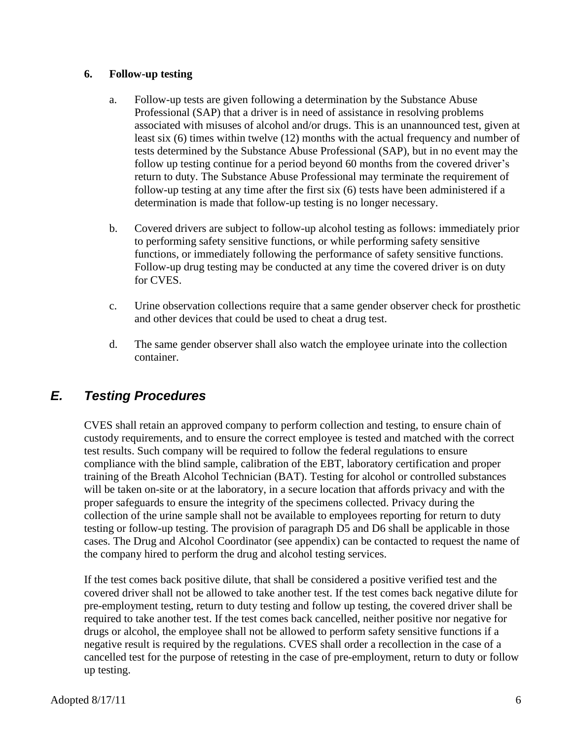### 6. Follow-up testing

a. Follow-up tests are given following a determination by the Substance Abuse Professional (SAP) that a driver is in need of assistance in resolving problems associated with misuses of alcohol and/or drugs. This is an unannounced test, given at least six (6) times within twelve (12) months with the actual frequency and number of tests determined by the Substance Abuse Professional (SAP), but in no event may the follow up testing continue for a period beyond 60 months from the covered driver's return to duty. The Substance Abuse Professional may terminate the requirement of follow-up testing at any time after the first six (6) tests have been administered if a determination is made that follow-up testing is no longer necessary.

b. Covered drivers are subject to follow-up alcohol testing as follows: immediately prior to performing safety sensitive functions, or while performing safety sensitive functions, or immediately following the performance of safety sensitive functions. Follow-up drug testing may be conducted at any time the covered driver is on duty for CVES.

c. Urine observation collections require that a same gender observer check for prosthetic and other devices that could be used to cheat a drug test.

d. The same gender observer shall also watch the employee urinate into the collection container.

## *E. Testing Procedures*

CVES shall retain an approved company to perform collection and testing, to ensure chain of custody requirements, and to ensure the correct employee is tested and matched with the correct test results. Such company will be required to follow the federal regulations to ensure compliance with the blind sample, calibration of the EBT, laboratory certification and proper training of the Breath Alcohol Technician (BAT). Testing for alcohol or controlled substances will be taken on-site or at the laboratory, in a secure location that affords privacy and with the proper safeguards to ensure the integrity of the specimens collected. Privacy during the collection of the urine sample shall not be available to employees reporting for return to duty testing or follow-up testing. The provision of paragraph D5 and D6 shall be applicable in those cases. The Drug and Alcohol Coordinator (see appendix) can be contacted to request the name of the company hired to perform the drug and alcohol testing services.

If the test comes back positive dilute, that shall be considered a positive verified test and the covered driver shall not be allowed to take another test. If the test comes back negative dilute for pre-employment testing, return to duty testing and follow up testing, the covered driver shall be required to take another test. If the test comes back cancelled, neither positive nor negative for drugs or alcohol, the employee shall not be allowed to perform safety sensitive functions if a negative result is required by the regulations. CVES shall order a recollection in the case of a cancelled test for the purpose of retesting in the case of pre-employment, return to duty or follow up testing.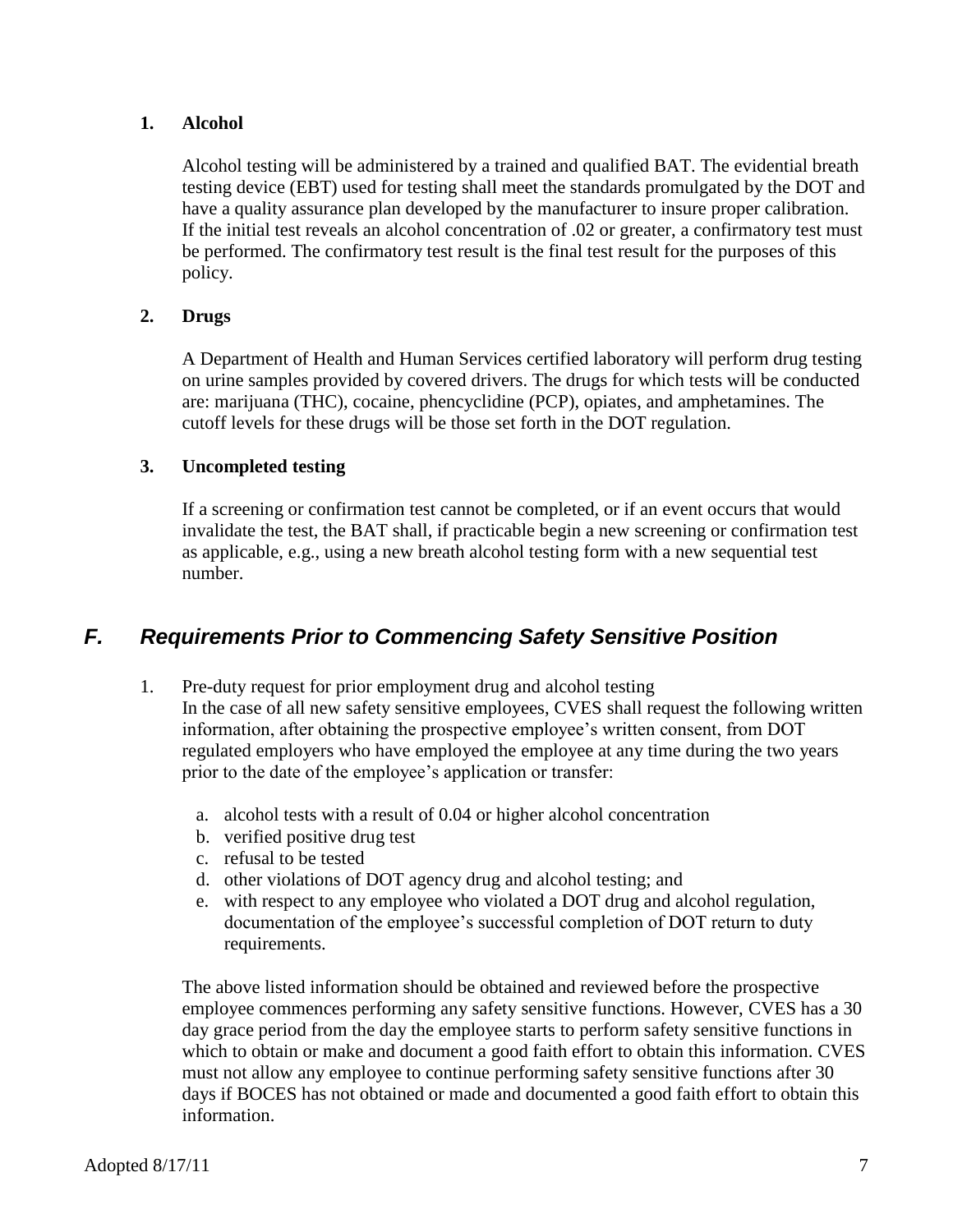**1. Alcohol**

Alcohol testing will be administered by a trained and qualified BAT. The evidential breath testing device (EBT) used for testing shall meet the standards promulgated by the DOT and have a quality assurance plan developed by the manufacturer to insure proper calibration. If the initial test reveals an alcohol concentration of .02 or greater, a confirmatory test must be performed. The confirmatory test result is the final test result for the purposes of this policy.

**2. Drugs**

A Department of Health and Human Services certified laboratory will perform drug testing on urine samples provided by covered drivers. The drugs for which tests will be conducted are: marijuana (THC), cocaine, phencyclidine (PCP), opiates, and amphetamines. The cutoff levels for these drugs will be those set forth in the DOT regulation.

**3. Uncompleted testing**

If a screening or confirmation test cannot be completed, or if an event occurs that would invalidate the test, the BAT shall, if practicable begin a new screening or confirmation test as applicable, e.g., using a new breath alcohol testing form with a new sequential test number.

## *F. Requirements Prior to Commencing Safety Sensitive Position*

1. Pre-duty request for prior employment drug and alcohol testing
   In the case of all new safety sensitive employees, CVES shall request the following written information, after obtaining the prospective employee's written consent, from DOT regulated employers who have employed the employee at any time during the two years prior to the date of the employee's application or transfer:

   a. alcohol tests with a result of 0.04 or higher alcohol concentration
   b. verified positive drug test
   c. refusal to be tested
   d. other violations of DOT agency drug and alcohol testing; and
   e. with respect to any employee who violated a DOT drug and alcohol regulation, documentation of the employee's successful completion of DOT return to duty requirements.

   The above listed information should be obtained and reviewed before the prospective employee commences performing any safety sensitive functions. However, CVES has a 30 day grace period from the day the employee starts to perform safety sensitive functions in which to obtain or make and document a good faith effort to obtain this information. CVES must not allow any employee to continue performing safety sensitive functions after 30 days if BOCES has not obtained or made and documented a good faith effort to obtain this information.

Adopted 8/17/11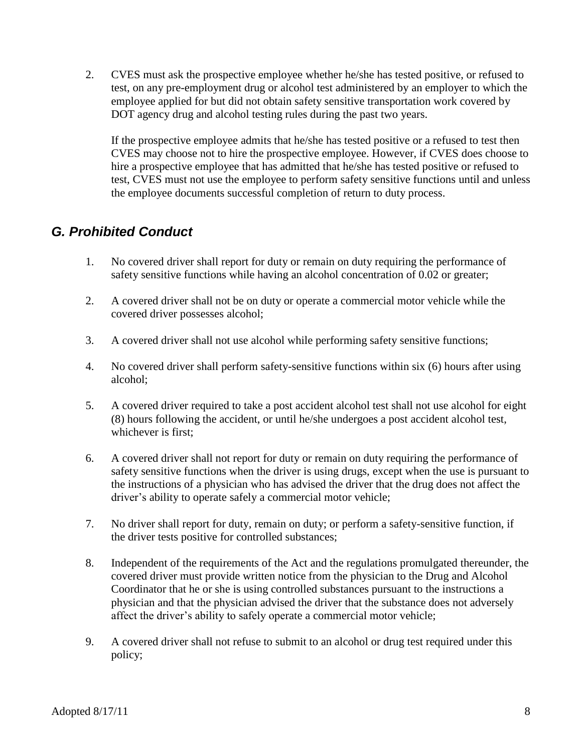2. CVES must ask the prospective employee whether he/she has tested positive, or refused to test, on any pre-employment drug or alcohol test administered by an employer to which the employee applied for but did not obtain safety sensitive transportation work covered by DOT agency drug and alcohol testing rules during the past two years.

   If the prospective employee admits that he/she has tested positive or a refused to test then CVES may choose not to hire the prospective employee. However, if CVES does choose to hire a prospective employee that has admitted that he/she has tested positive or refused to test, CVES must not use the employee to perform safety sensitive functions until and unless the employee documents successful completion of return to duty process.

## *G. Prohibited Conduct*

1. No covered driver shall report for duty or remain on duty requiring the performance of safety sensitive functions while having an alcohol concentration of 0.02 or greater;
2. A covered driver shall not be on duty or operate a commercial motor vehicle while the covered driver possesses alcohol;
3. A covered driver shall not use alcohol while performing safety sensitive functions;
4. No covered driver shall perform safety-sensitive functions within six (6) hours after using alcohol;
5. A covered driver required to take a post accident alcohol test shall not use alcohol for eight (8) hours following the accident, or until he/she undergoes a post accident alcohol test, whichever is first;
6. A covered driver shall not report for duty or remain on duty requiring the performance of safety sensitive functions when the driver is using drugs, except when the use is pursuant to the instructions of a physician who has advised the driver that the drug does not affect the driver's ability to operate safely a commercial motor vehicle;
7. No driver shall report for duty, remain on duty; or perform a safety-sensitive function, if the driver tests positive for controlled substances;
8. Independent of the requirements of the Act and the regulations promulgated thereunder, the covered driver must provide written notice from the physician to the Drug and Alcohol Coordinator that he or she is using controlled substances pursuant to the instructions a physician and that the physician advised the driver that the substance does not adversely affect the driver's ability to safely operate a commercial motor vehicle;
9. A covered driver shall not refuse to submit to an alcohol or drug test required under this policy;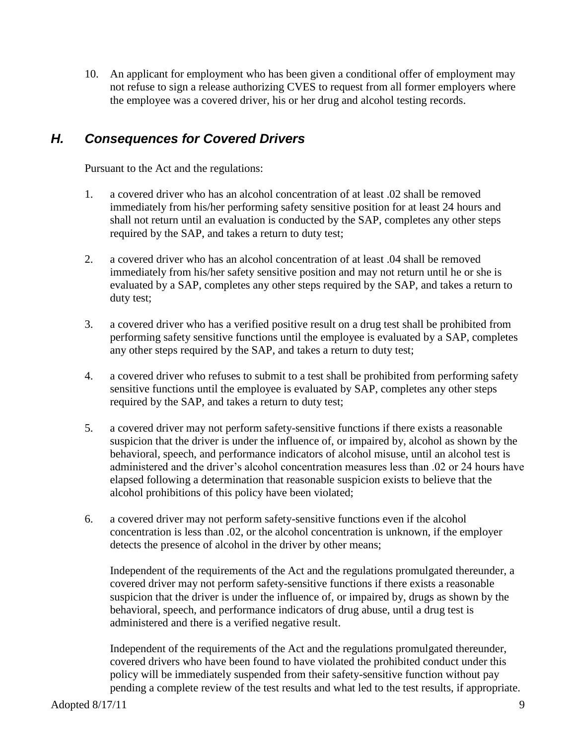10. An applicant for employment who has been given a conditional offer of employment may not refuse to sign a release authorizing CVES to request from all former employers where the employee was a covered driver, his or her drug and alcohol testing records.

## *H. Consequences for Covered Drivers*

Pursuant to the Act and the regulations:

1. a covered driver who has an alcohol concentration of at least .02 shall be removed immediately from his/her performing safety sensitive position for at least 24 hours and shall not return until an evaluation is conducted by the SAP, completes any other steps required by the SAP, and takes a return to duty test;

2. a covered driver who has an alcohol concentration of at least .04 shall be removed immediately from his/her safety sensitive position and may not return until he or she is evaluated by a SAP, completes any other steps required by the SAP, and takes a return to duty test;

3. a covered driver who has a verified positive result on a drug test shall be prohibited from performing safety sensitive functions until the employee is evaluated by a SAP, completes any other steps required by the SAP, and takes a return to duty test;

4. a covered driver who refuses to submit to a test shall be prohibited from performing safety sensitive functions until the employee is evaluated by SAP, completes any other steps required by the SAP, and takes a return to duty test;

5. a covered driver may not perform safety-sensitive functions if there exists a reasonable suspicion that the driver is under the influence of, or impaired by, alcohol as shown by the behavioral, speech, and performance indicators of alcohol misuse, until an alcohol test is administered and the driver's alcohol concentration measures less than .02 or 24 hours have elapsed following a determination that reasonable suspicion exists to believe that the alcohol prohibitions of this policy have been violated;

6. a covered driver may not perform safety-sensitive functions even if the alcohol concentration is less than .02, or the alcohol concentration is unknown, if the employer detects the presence of alcohol in the driver by other means;

   Independent of the requirements of the Act and the regulations promulgated thereunder, a covered driver may not perform safety-sensitive functions if there exists a reasonable suspicion that the driver is under the influence of, or impaired by, drugs as shown by the behavioral, speech, and performance indicators of drug abuse, until a drug test is administered and there is a verified negative result.

   Independent of the requirements of the Act and the regulations promulgated thereunder, covered drivers who have been found to have violated the prohibited conduct under this policy will be immediately suspended from their safety-sensitive function without pay pending a complete review of the test results and what led to the test results, if appropriate.

Adopted 8/17/11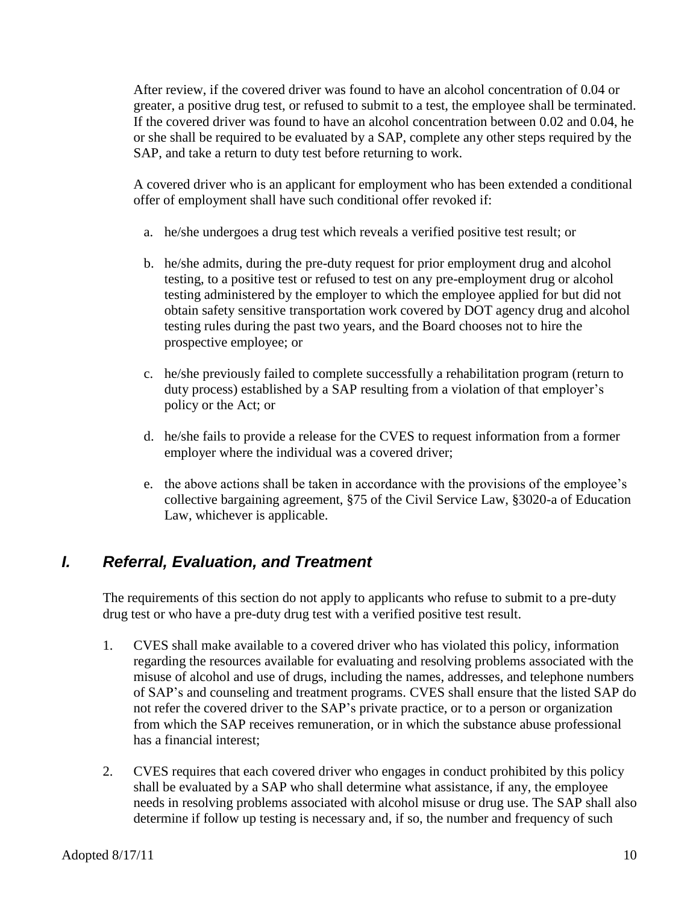After review, if the covered driver was found to have an alcohol concentration of 0.04 or greater, a positive drug test, or refused to submit to a test, the employee shall be terminated. If the covered driver was found to have an alcohol concentration between 0.02 and 0.04, he or she shall be required to be evaluated by a SAP, complete any other steps required by the SAP, and take a return to duty test before returning to work.

A covered driver who is an applicant for employment who has been extended a conditional offer of employment shall have such conditional offer revoked if:

a. he/she undergoes a drug test which reveals a verified positive test result; or

b. he/she admits, during the pre-duty request for prior employment drug and alcohol testing, to a positive test or refused to test on any pre-employment drug or alcohol testing administered by the employer to which the employee applied for but did not obtain safety sensitive transportation work covered by DOT agency drug and alcohol testing rules during the past two years, and the Board chooses not to hire the prospective employee; or

c. he/she previously failed to complete successfully a rehabilitation program (return to duty process) established by a SAP resulting from a violation of that employer's policy or the Act; or

d. he/she fails to provide a release for the CVES to request information from a former employer where the individual was a covered driver;

e. the above actions shall be taken in accordance with the provisions of the employee's collective bargaining agreement, §75 of the Civil Service Law, §3020-a of Education Law, whichever is applicable.

## *I. Referral, Evaluation, and Treatment*

The requirements of this section do not apply to applicants who refuse to submit to a pre-duty drug test or who have a pre-duty drug test with a verified positive test result.

1. CVES shall make available to a covered driver who has violated this policy, information regarding the resources available for evaluating and resolving problems associated with the misuse of alcohol and use of drugs, including the names, addresses, and telephone numbers of SAP's and counseling and treatment programs. CVES shall ensure that the listed SAP do not refer the covered driver to the SAP's private practice, or to a person or organization from which the SAP receives remuneration, or in which the substance abuse professional has a financial interest;

2. CVES requires that each covered driver who engages in conduct prohibited by this policy shall be evaluated by a SAP who shall determine what assistance, if any, the employee needs in resolving problems associated with alcohol misuse or drug use. The SAP shall also determine if follow up testing is necessary and, if so, the number and frequency of such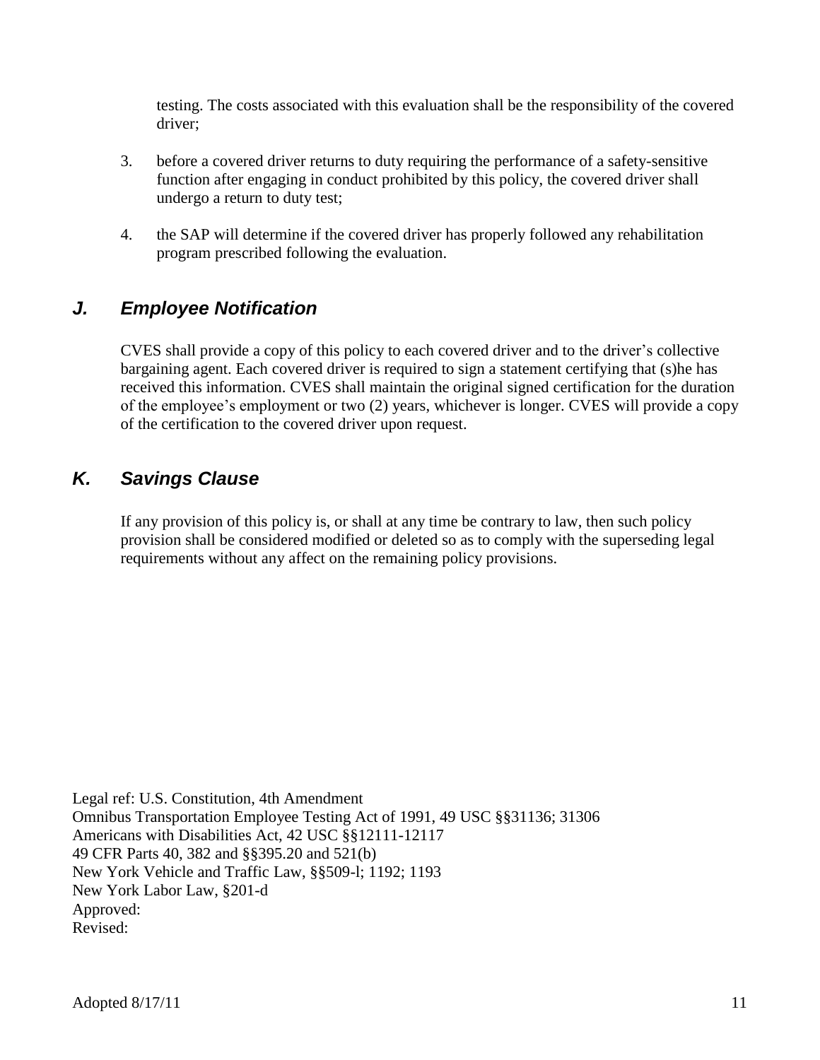testing. The costs associated with this evaluation shall be the responsibility of the covered driver;

3. before a covered driver returns to duty requiring the performance of a safety-sensitive function after engaging in conduct prohibited by this policy, the covered driver shall undergo a return to duty test;

4. the SAP will determine if the covered driver has properly followed any rehabilitation program prescribed following the evaluation.

## *J. Employee Notification*

CVES shall provide a copy of this policy to each covered driver and to the driver's collective bargaining agent. Each covered driver is required to sign a statement certifying that (s)he has received this information. CVES shall maintain the original signed certification for the duration of the employee's employment or two (2) years, whichever is longer. CVES will provide a copy of the certification to the covered driver upon request.

## *K. Savings Clause*

If any provision of this policy is, or shall at any time be contrary to law, then such policy provision shall be considered modified or deleted so as to comply with the superseding legal requirements without any affect on the remaining policy provisions.

Legal ref: U.S. Constitution, 4th Amendment
Omnibus Transportation Employee Testing Act of 1991, 49 USC §§31136; 31306
Americans with Disabilities Act, 42 USC §§12111-12117
49 CFR Parts 40, 382 and §§395.20 and 521(b)
New York Vehicle and Traffic Law, §§509-l; 1192; 1193
New York Labor Law, §201-d
Approved:
Revised:

Adopted 8/17/11